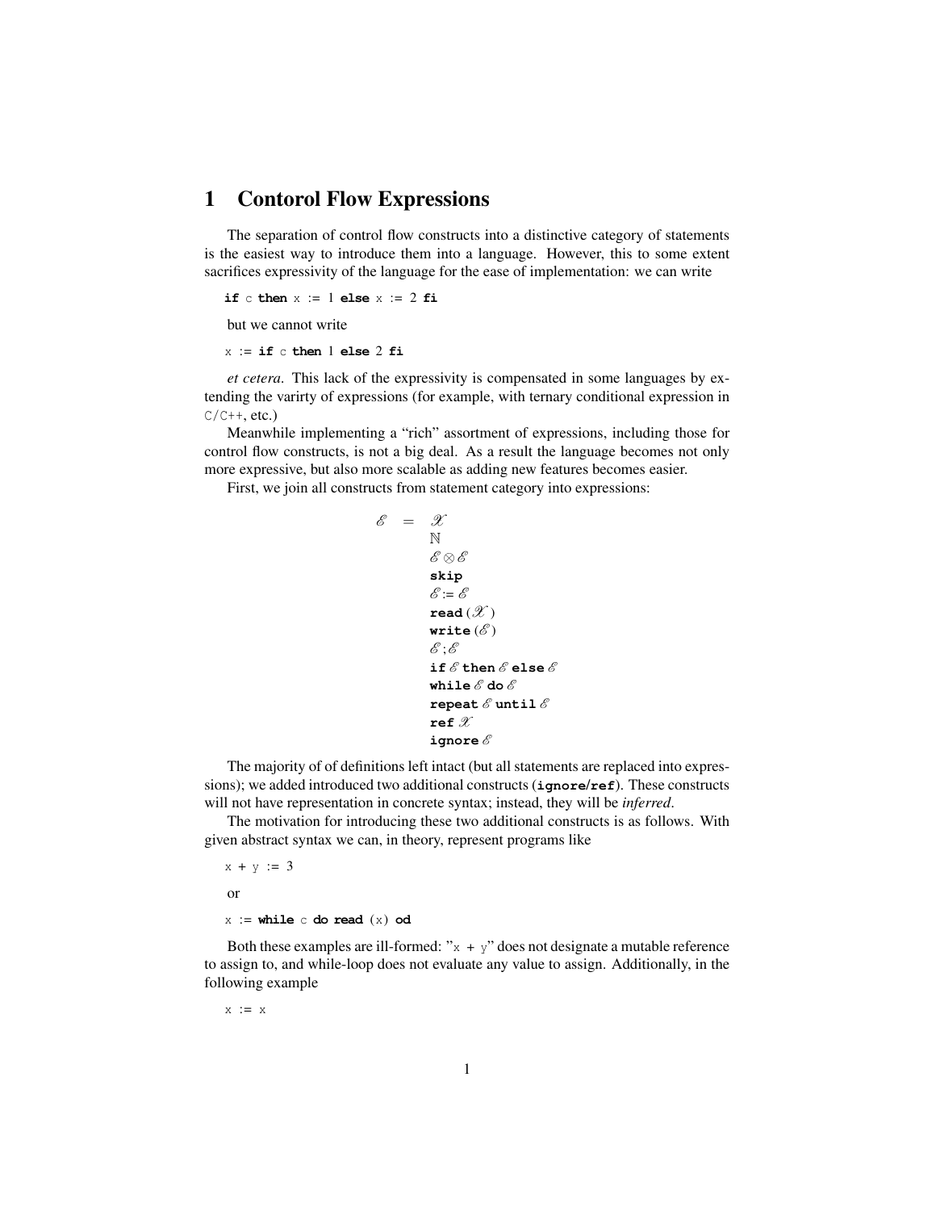# 1 Contorol Flow Expressions

The separation of control flow constructs into a distinctive category of statements is the easiest way to introduce them into a language. However, this to some extent sacrifices expressivity of the language for the ease of implementation: we can write

```
if c then x := 1 else x := 2 fi
```

but we cannot write

```
x := if c then 1 else 2 fi
```

*et cetera*. This lack of the expressivity is compensated in some languages by extending the varirty of expressions (for example, with ternary conditional expression in C/C++, etc.)

Meanwhile implementing a "rich" assortment of expressions, including those for control flow constructs, is not a big deal. As a result the language becomes not only more expressive, but also more scalable as adding new features becomes easier.

First, we join all constructs from statement category into expressions:

$$
\begin{array}{rcl}
\mathscr{E} & = & \mathscr{X} \\
 & & \mathbb{N} \\
 & & \mathscr{E} \otimes \mathscr{E} \\
 & & \mathbf{skip} \\
 & & \mathscr{E} := \mathscr{E} \\
 & & \mathbf{read}\,(\mathscr{X}) \\
 & & \mathbf{write}\,(\mathscr{E}) \\
 & & \mathscr{E}\,;\mathscr{E} \\
 & & \mathbf{if}\,\mathscr{E}\,\mathbf{then}\,\mathscr{E}\,\mathbf{else}\,\mathscr{E} \\
 & & \mathbf{while}\,\mathscr{E}\,\mathbf{do}\,\mathscr{E} \\
 & & \mathbf{repeat}\,\mathscr{E}\,\mathbf{until}\,\mathscr{E} \\
 & & \mathbf{ref}\,\mathscr{X} \\
 & & \mathbf{ignore}\,\mathscr{E}
\end{array}
$$

The majority of of definitions left intact (but all statements are replaced into expressions); we added introduced two additional constructs (**ignore**/**ref**). These constructs will not have representation in concrete syntax; instead, they will be *inferred*.

The motivation for introducing these two additional constructs is as follows. With given abstract syntax we can, in theory, represent programs like

```
x + y := 3
```

or

```
x := while c do read (x) od
```

Both these examples are ill-formed: "x + y" does not designate a mutable reference to assign to, and while-loop does not evaluate any value to assign. Additionally, in the following example

```
x := x
```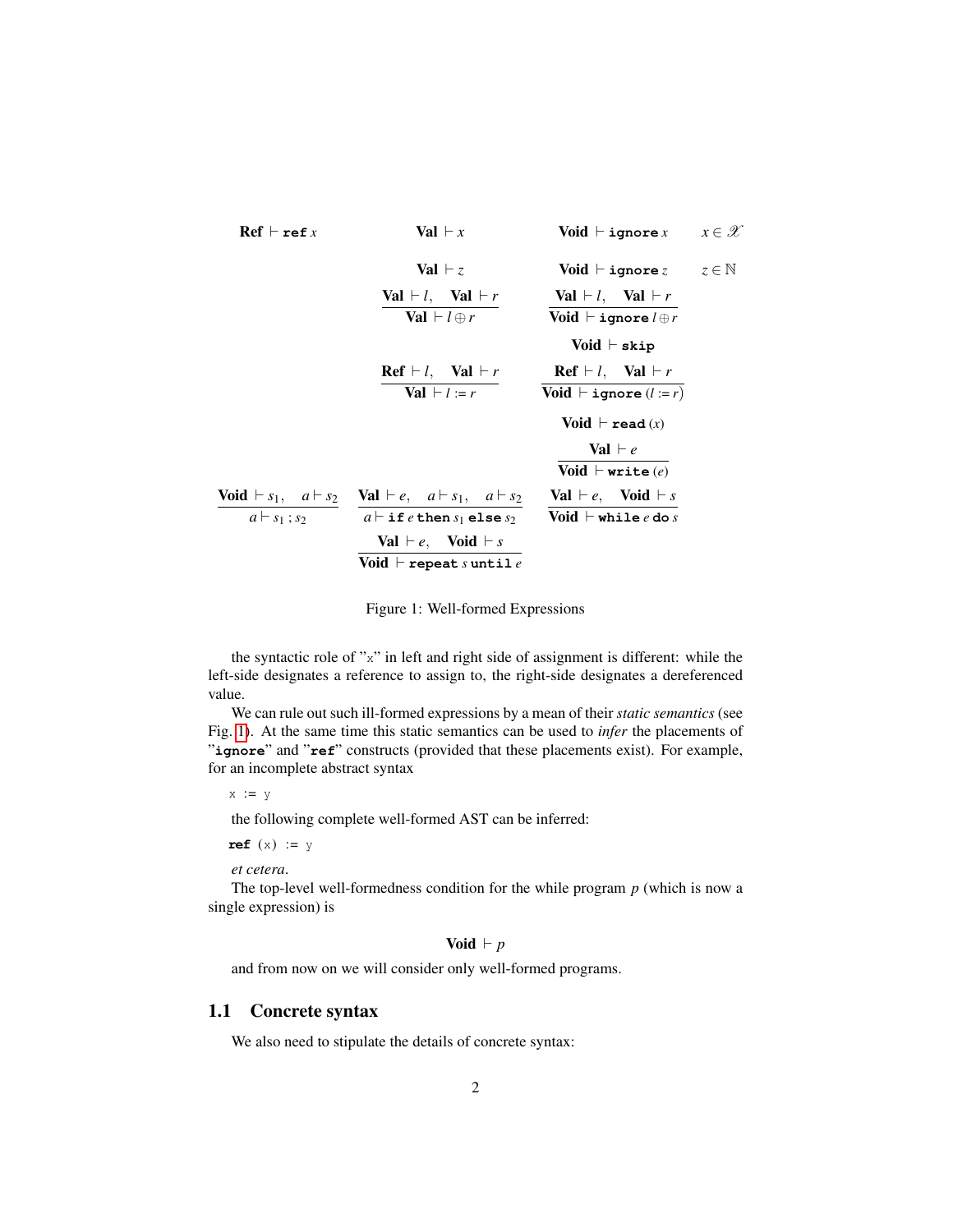$$
\begin{array}{cccc}
\mathbf{Ref} \vdash \mathtt{ref}\,x & \mathbf{Val} \vdash x & \mathbf{Void} \vdash \mathtt{ignore}\,x & x \in \mathscr{X} \\[1em]
& \mathbf{Val} \vdash z & \mathbf{Void} \vdash \mathtt{ignore}\,z & z \in \mathbb{N} \\[1em]
& \dfrac{\mathbf{Val} \vdash l, \quad \mathbf{Val} \vdash r}{\mathbf{Val} \vdash l \oplus r} & \dfrac{\mathbf{Val} \vdash l, \quad \mathbf{Val} \vdash r}{\mathbf{Void} \vdash \mathtt{ignore}\,l \oplus r} & \\[1em]
& & \mathbf{Void} \vdash \mathtt{skip} & \\[1em]
& \dfrac{\mathbf{Ref} \vdash l, \quad \mathbf{Val} \vdash r}{\mathbf{Val} \vdash l := r} & \dfrac{\mathbf{Ref} \vdash l, \quad \mathbf{Val} \vdash r}{\mathbf{Void} \vdash \mathtt{ignore}\,(l := r)} & \\[1em]
& & \mathbf{Void} \vdash \mathtt{read}\,(x) & \\[1em]
& & \dfrac{\mathbf{Val} \vdash e}{\mathbf{Void} \vdash \mathtt{write}\,(e)} & \\[1em]
\dfrac{\mathbf{Void} \vdash s_1, \quad a \vdash s_2}{a \vdash s_1\,;\,s_2} & \dfrac{\mathbf{Val} \vdash e, \quad a \vdash s_1, \quad a \vdash s_2}{a \vdash \mathtt{if}\,e\,\mathtt{then}\,s_1\,\mathtt{else}\,s_2} & \dfrac{\mathbf{Val} \vdash e, \quad \mathbf{Void} \vdash s}{\mathbf{Void} \vdash \mathtt{while}\,e\,\mathtt{do}\,s} & \\[1em]
& \dfrac{\mathbf{Val} \vdash e, \quad \mathbf{Void} \vdash s}{\mathbf{Void} \vdash \mathtt{repeat}\,s\,\mathtt{until}\,e} & &
\end{array}
$$

Figure 1: Well-formed Expressions

the syntactic role of "x" in left and right side of assignment is different: while the left-side designates a reference to assign to, the right-side designates a dereferenced value.

We can rule out such ill-formed expressions by a mean of their *static semantics* (see Fig. 1). At the same time this static semantics can be used to *infer* the placements of "**ignore**" and "**ref**" constructs (provided that these placements exist). For example, for an incomplete abstract syntax

```
x := y
```

the following complete well-formed AST can be inferred:

```
ref (x) := y
```

*et cetera*.

The top-level well-formedness condition for the while program $p$ (which is now a single expression) is

$$\mathbf{Void} \vdash p$$

and from now on we will consider only well-formed programs.

## 1.1 Concrete syntax

We also need to stipulate the details of concrete syntax: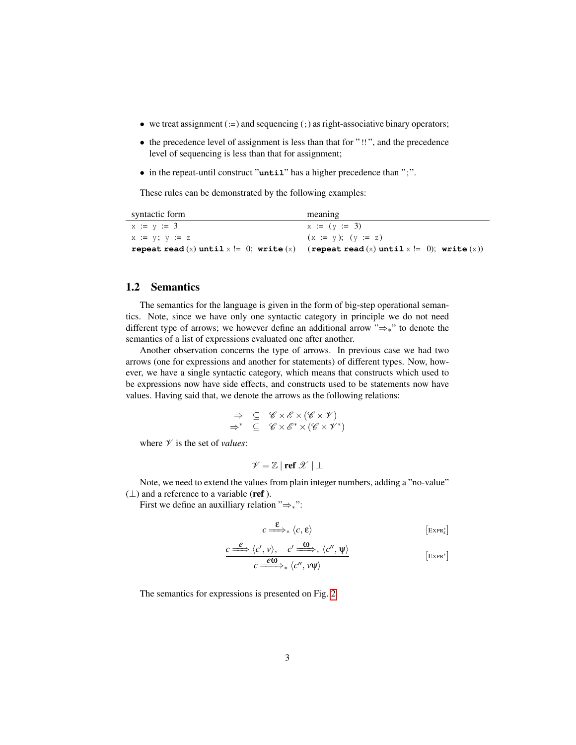- we treat assignment (`:=`) and sequencing (`;`) as right-associative binary operators;
- the precedence level of assignment is less than that for "`!!`", and the precedence level of sequencing is less than that for assignment;
- in the repeat-until construct "**`until`**" has a higher precedence than "`;`".

These rules can be demonstrated by the following examples:

| syntactic form | meaning |
|---|---|
| `x := y := 3` | `x := (y := 3)` |
| `x := y; y := z` | `(x := y); (y := z)` |
| **`repeat`** **`read`** `(x)` **`until`** `x != 0;` **`write`** `(x)` | `(`**`repeat`** **`read`** `(x)` **`until`** `x != 0);` **`write`** `(x))` |

## 1.2 Semantics

The semantics for the language is given in the form of big-step operational semantics. Note, since we have only one syntactic category in principle we do not need different type of arrows; we however define an additional arrow "$\Rightarrow_*$" to denote the semantics of a list of expressions evaluated one after another.

Another observation concerns the type of arrows. In previous case we had two arrows (one for expressions and another for statements) of different types. Now, however, we have a single syntactic category, which means that constructs which used to be expressions now have side effects, and constructs used to be statements now have values. Having said that, we denote the arrows as the following relations:

$$\begin{array}{rcl} \Rightarrow & \subseteq & \mathscr{C} \times \mathscr{E} \times (\mathscr{C} \times \mathscr{V}) \\ \Rightarrow^* & \subseteq & \mathscr{C} \times \mathscr{E}^* \times (\mathscr{C} \times \mathscr{V}^*) \end{array}$$

where $\mathscr{V}$ is the set of *values*:

$$\mathscr{V} = \mathbb{Z} \mid \textbf{ref}\ \mathscr{X} \mid \bot$$

Note, we need to extend the values from plain integer numbers, adding a "no-value" ($\bot$) and a reference to a variable (**ref** ).

First we define an auxilliary relation "$\Rightarrow_*$":

$$c \xRightarrow{\varepsilon}_* \langle c, \varepsilon \rangle \qquad [\text{Expr}^*_\varepsilon]$$

$$\frac{c \xRightarrow{e} \langle c', v \rangle, \quad c' \xRightarrow{\omega}_* \langle c'', \psi \rangle}{c \xRightarrow{e\omega}_* \langle c'', v\psi \rangle} \qquad [\text{Expr}^*]$$

The semantics for expressions is presented on Fig. 2.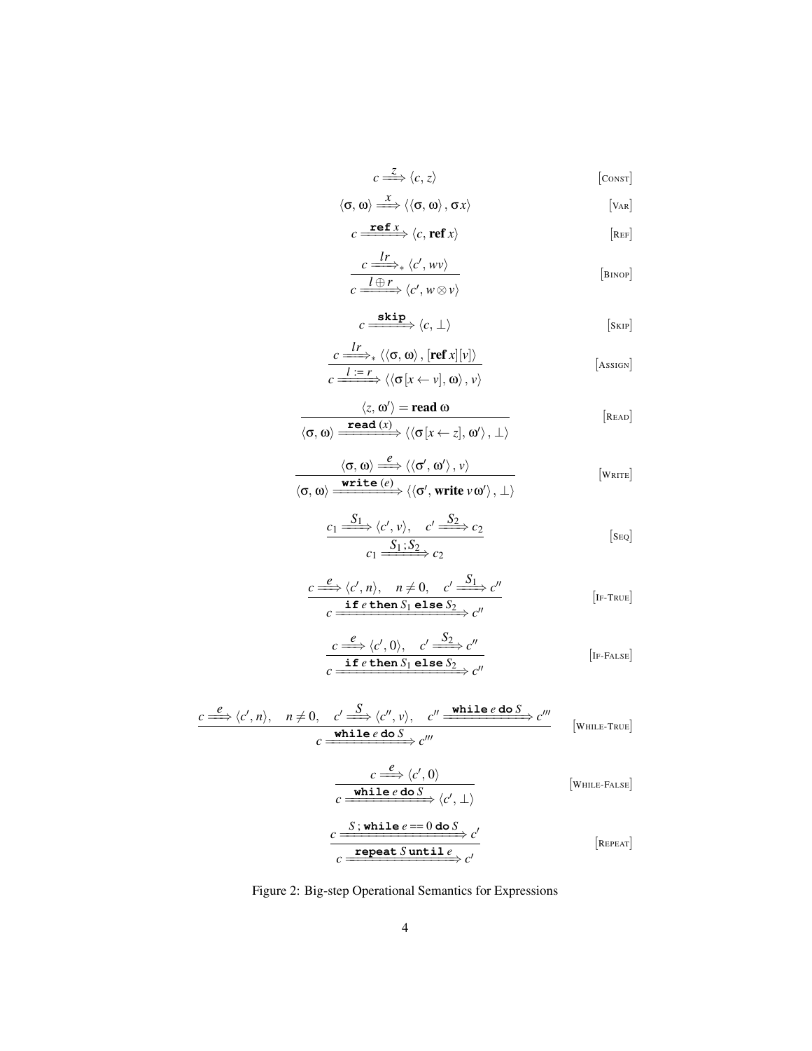$$c \xRightarrow{z} \langle c, z \rangle \qquad [\textsc{Const}]$$

$$\langle \sigma, \omega \rangle \xRightarrow{x} \langle \langle \sigma, \omega \rangle, \sigma x \rangle \qquad [\textsc{Var}]$$

$$c \xRightarrow{\texttt{ref}\, x} \langle c, \mathbf{ref}\, x \rangle \qquad [\textsc{Ref}]$$

$$\frac{c \xRightarrow{lr}_{*} \langle c', wv \rangle}{c \xRightarrow{l \oplus r} \langle c', w \otimes v \rangle} \qquad [\textsc{Binop}]$$

$$c \xRightarrow{\texttt{skip}} \langle c, \bot \rangle \qquad [\textsc{Skip}]$$

$$\frac{c \xRightarrow{lr}_{*} \langle \langle \sigma, \omega \rangle, [\mathbf{ref}\, x][v] \rangle}{c \xRightarrow{l := r} \langle \langle \sigma[x \leftarrow v], \omega \rangle, v \rangle} \qquad [\textsc{Assign}]$$

$$\frac{\langle z, \omega' \rangle = \mathbf{read}\, \omega}{\langle \sigma, \omega \rangle \xRightarrow{\texttt{read}\,(x)} \langle \langle \sigma[x \leftarrow z], \omega' \rangle, \bot \rangle} \qquad [\textsc{Read}]$$

$$\frac{\langle \sigma, \omega \rangle \xRightarrow{e} \langle \langle \sigma', \omega' \rangle, v \rangle}{\langle \sigma, \omega \rangle \xRightarrow{\texttt{write}\,(e)} \langle \langle \sigma', \mathbf{write}\, v\, \omega' \rangle, \bot \rangle} \qquad [\textsc{Write}]$$

$$\frac{c_1 \xRightarrow{S_1} \langle c', v \rangle, \quad c' \xRightarrow{S_2} c_2}{c_1 \xRightarrow{S_1 ; S_2} c_2} \qquad [\textsc{Seq}]$$

$$\frac{c \xRightarrow{e} \langle c', n \rangle, \quad n \neq 0, \quad c' \xRightarrow{S_1} c''}{c \xRightarrow{\texttt{if}\, e\, \texttt{then}\, S_1\, \texttt{else}\, S_2} c''} \qquad [\textsc{If-True}]$$

$$\frac{c \xRightarrow{e} \langle c', 0 \rangle, \quad c' \xRightarrow{S_2} c''}{c \xRightarrow{\texttt{if}\, e\, \texttt{then}\, S_1\, \texttt{else}\, S_2} c''} \qquad [\textsc{If-False}]$$

$$\frac{c \xRightarrow{e} \langle c', n \rangle, \quad n \neq 0, \quad c' \xRightarrow{S} \langle c'', v \rangle, \quad c'' \xRightarrow{\texttt{while}\, e\, \texttt{do}\, S} c'''}{c \xRightarrow{\texttt{while}\, e\, \texttt{do}\, S} c'''} \qquad [\textsc{While-True}]$$

$$\frac{c \xRightarrow{e} \langle c', 0 \rangle}{c \xRightarrow{\texttt{while}\, e\, \texttt{do}\, S} \langle c', \bot \rangle} \qquad [\textsc{While-False}]$$

$$\frac{c \xRightarrow{S\, ;\, \texttt{while}\, e == 0\, \texttt{do}\, S} c'}{c \xRightarrow{\texttt{repeat}\, S\, \texttt{until}\, e} c'} \qquad [\textsc{Repeat}]$$

Figure 2: Big-step Operational Semantics for Expressions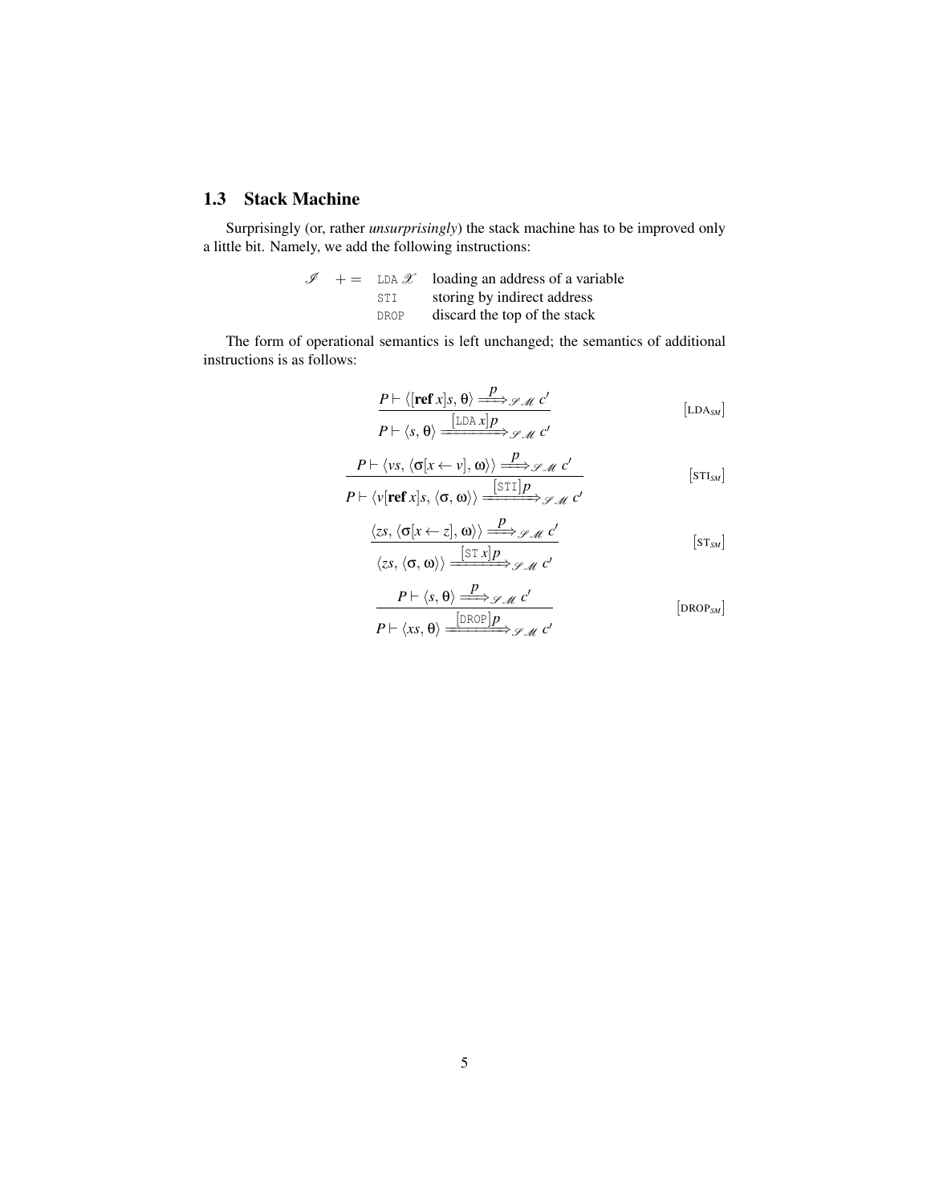## 1.3 Stack Machine

Surprisingly (or, rather *unsurprisingly*) the stack machine has to be improved only a little bit. Namely, we add the following instructions:

$$
\begin{array}{lll}
\mathscr{I} \quad += & \texttt{LDA}\ \mathscr{X} & \text{loading an address of a variable} \\
 & \texttt{STI} & \text{storing by indirect address} \\
 & \texttt{DROP} & \text{discard the top of the stack}
\end{array}
$$

The form of operational semantics is left unchanged; the semantics of additional instructions is as follows:

$$
\frac{P \vdash \langle [\mathbf{ref}\ x]s,\ \theta \rangle \xRightarrow{p}_{\mathscr{SM}} c'}{P \vdash \langle s,\ \theta \rangle \xRightarrow{[\texttt{LDA}\ x]p}_{\mathscr{SM}} c'} \qquad [\text{LDA}_{SM}]
$$

$$
\frac{P \vdash \langle vs,\ \langle \sigma[x \leftarrow v],\ \omega \rangle \rangle \xRightarrow{p}_{\mathscr{SM}} c'}{P \vdash \langle v[\mathbf{ref}\ x]s,\ \langle \sigma,\ \omega \rangle \rangle \xRightarrow{[\texttt{STI}]p}_{\mathscr{SM}} c'} \qquad [\text{STI}_{SM}]
$$

$$
\frac{\langle zs,\ \langle \sigma[x \leftarrow z],\ \omega \rangle \rangle \xRightarrow{p}_{\mathscr{SM}} c'}{\langle zs,\ \langle \sigma,\ \omega \rangle \rangle \xRightarrow{[\texttt{ST}\ x]p}_{\mathscr{SM}} c'} \qquad [\text{ST}_{SM}]
$$

$$
\frac{P \vdash \langle s,\ \theta \rangle \xRightarrow{p}_{\mathscr{SM}} c'}{P \vdash \langle xs,\ \theta \rangle \xRightarrow{[\texttt{DROP}]p}_{\mathscr{SM}} c'} \qquad [\text{DROP}_{SM}]
$$